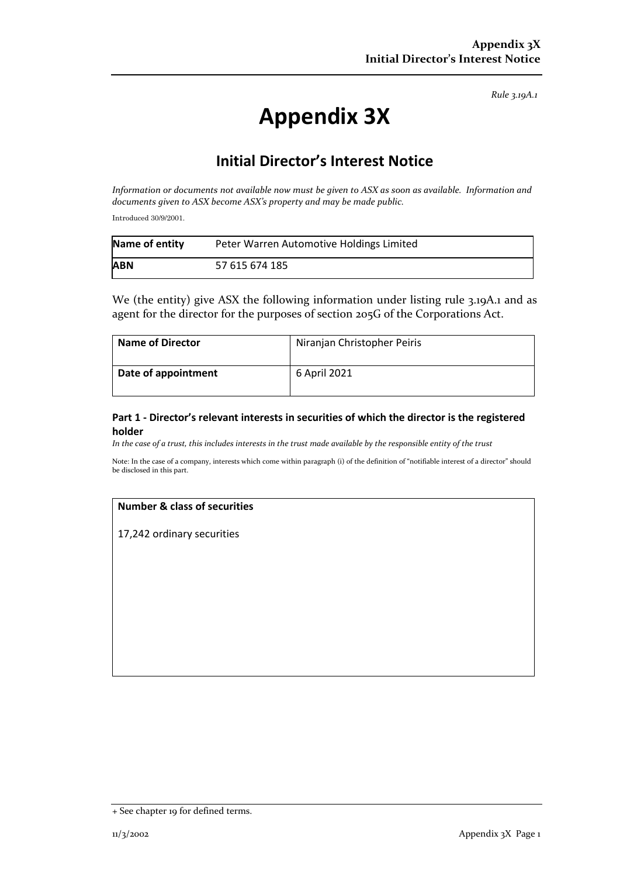*Rule 3.19A.1*

# Appendix 3X

## Initial Director's Interest Notice

*Information or documents not available now must be given to ASX as soon as available. Information and documents given to ASX become ASX's property and may be made public.*

Introduced 30/9/2001.

| Name of entity | Peter Warren Automotive Holdings Limited |
|---|---|
| **ABN** | 57 615 674 185 |

We (the entity) give ASX the following information under listing rule 3.19A.1 and as agent for the director for the purposes of section 205G of the Corporations Act.

| Name of Director | Niranjan Christopher Peiris |
|---|---|
| **Date of appointment** | 6 April 2021 |

### Part 1 - Director's relevant interests in securities of which the director is the registered holder

*In the case of a trust, this includes interests in the trust made available by the responsible entity of the trust*

Note: In the case of a company, interests which come within paragraph (i) of the definition of "notifiable interest of a director" should be disclosed in this part.

| Number & class of securities |
|---|
| 17,242 ordinary securities |

+ See chapter 19 for defined terms.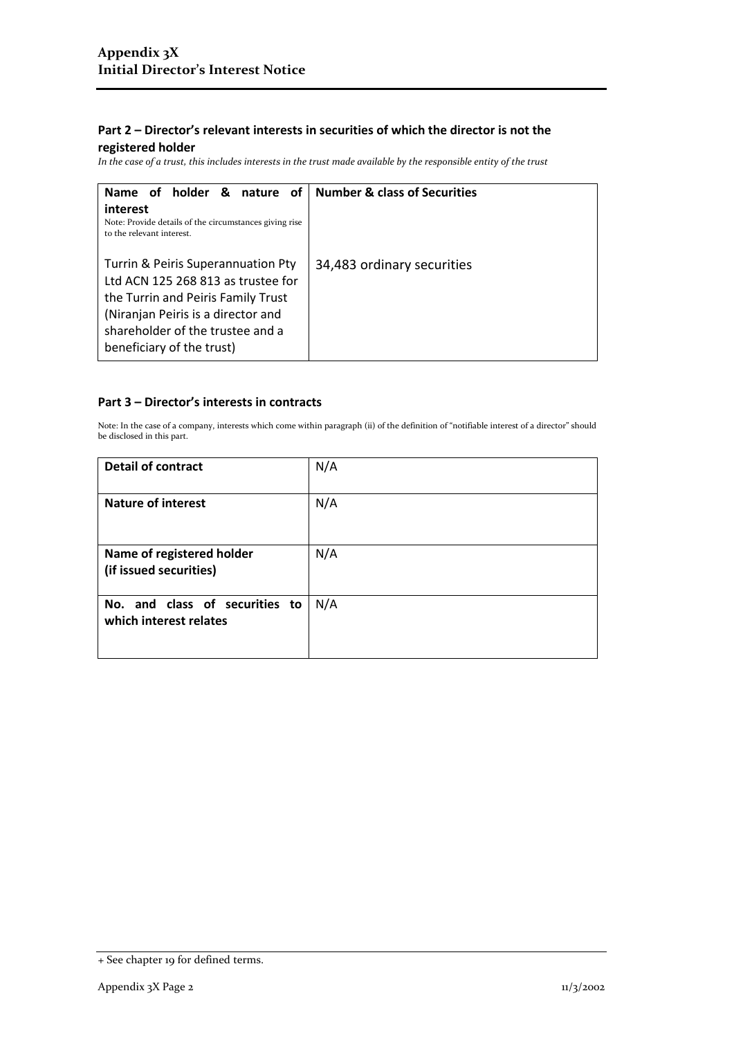## Part 2 – Director's relevant interests in securities of which the director is not the registered holder

*In the case of a trust, this includes interests in the trust made available by the responsible entity of the trust*

| **Name of holder & nature of interest**<br>Note: Provide details of the circumstances giving rise to the relevant interest. | **Number & class of Securities** |
|---|---|
| Turrin & Peiris Superannuation Pty Ltd ACN 125 268 813 as trustee for the Turrin and Peiris Family Trust (Niranjan Peiris is a director and shareholder of the trustee and a beneficiary of the trust) | 34,483 ordinary securities |

## Part 3 – Director's interests in contracts

Note: In the case of a company, interests which come within paragraph (ii) of the definition of "notifiable interest of a director" should be disclosed in this part.

| | |
|---|---|
| **Detail of contract** | N/A |
| **Nature of interest** | N/A |
| **Name of registered holder (if issued securities)** | N/A |
| **No. and class of securities to which interest relates** | N/A |

+ See chapter 19 for defined terms.